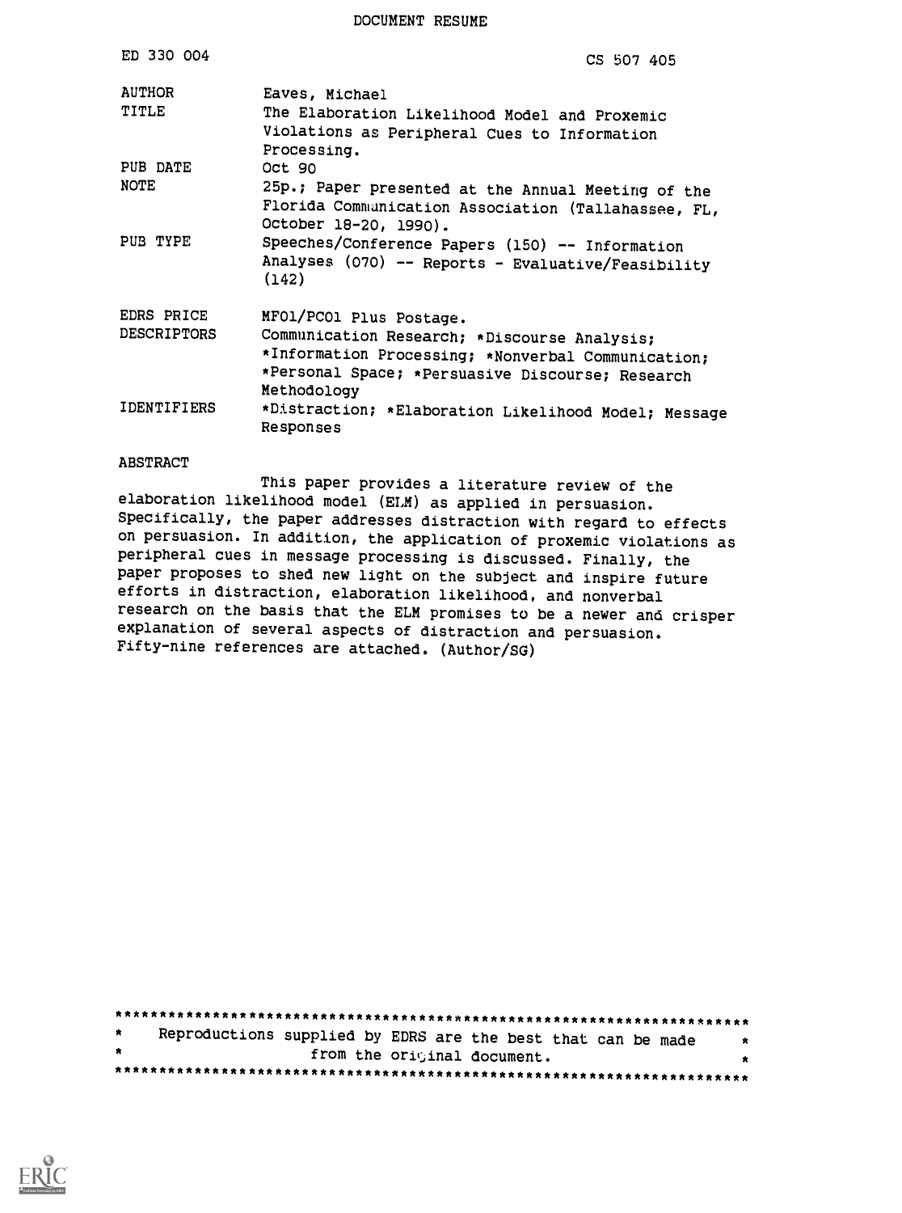DOCUMENT RESUME

| | |
|---|---|
| ED 330 004 | CS 507 405 |
| AUTHOR | Eaves, Michael |
| TITLE | The Elaboration Likelihood Model and Proxemic Violations as Peripheral Cues to Information Processing. |
| PUB DATE | Oct 90 |
| NOTE | 25p.; Paper presented at the Annual Meeting of the Florida Communication Association (Tallahassee, FL, October 18-20, 1990). |
| PUB TYPE | Speeches/Conference Papers (150) -- Information Analyses (070) -- Reports - Evaluative/Feasibility (142) |
| EDRS PRICE | MF01/PC01 Plus Postage. |
| DESCRIPTORS | Communication Research; *Discourse Analysis; *Information Processing; *Nonverbal Communication; *Personal Space; *Persuasive Discourse; Research Methodology |
| IDENTIFIERS | *Distraction; *Elaboration Likelihood Model; Message Responses |

ABSTRACT

This paper provides a literature review of the elaboration likelihood model (ELM) as applied in persuasion. Specifically, the paper addresses distraction with regard to effects on persuasion. In addition, the application of proxemic violations as peripheral cues in message processing is discussed. Finally, the paper proposes to shed new light on the subject and inspire future efforts in distraction, elaboration likelihood, and nonverbal research on the basis that the ELM promises to be a newer and crisper explanation of several aspects of distraction and persuasion. Fifty-nine references are attached. (Author/SG)

***********************************************************************
\* Reproductions supplied by EDRS are the best that can be made \*
\* from the original document. \*
***********************************************************************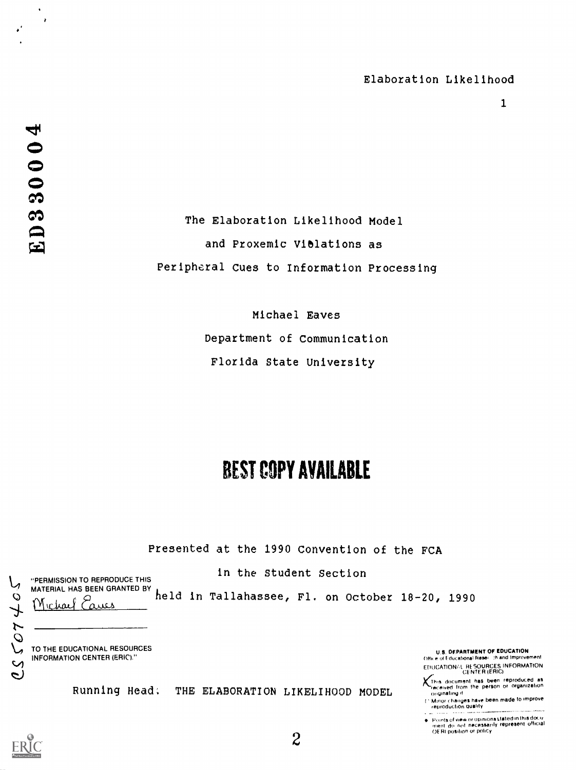# The Elaboration Likelihood Model and Proxemic Violations as Peripheral Cues to Information Processing

Michael Eaves

Department of Communication

Florida State University

BEST COPY AVAILABLE

Presented at the 1990 Convention of the FCA

in the Student Section

held in Tallahassee, Fl. on October 18-20, 1990

"PERMISSION TO REPRODUCE THIS MATERIAL HAS BEEN GRANTED BY Michael Eaves TO THE EDUCATIONAL RESOURCES INFORMATION CENTER (ERIC)."

Running Head: THE ELABORATION LIKELIHOOD MODEL

U.S. DEPARTMENT OF EDUCATION
Office of Educational Research and Improvement
EDUCATIONAL RESOURCES INFORMATION CENTER (ERIC)

- This document has been reproduced as received from the person or organization originating it.
- Minor changes have been made to improve reproduction quality.
- Points of view or opinions stated in this document do not necessarily represent official OERI position or policy.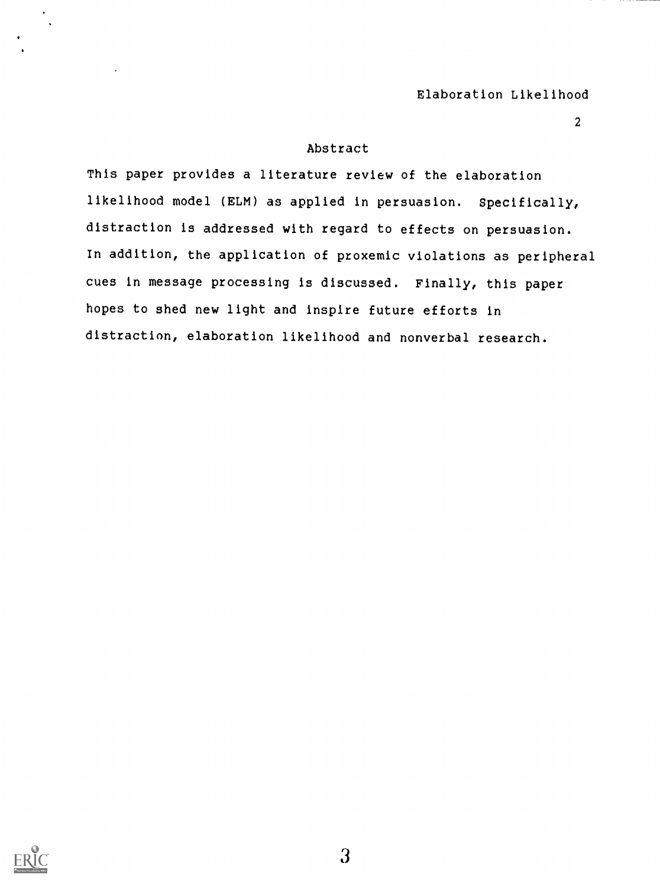## Abstract

This paper provides a literature review of the elaboration likelihood model (ELM) as applied in persuasion. Specifically, distraction is addressed with regard to effects on persuasion. In addition, the application of proxemic violations as peripheral cues in message processing is discussed. Finally, this paper hopes to shed new light and inspire future efforts in distraction, elaboration likelihood and nonverbal research.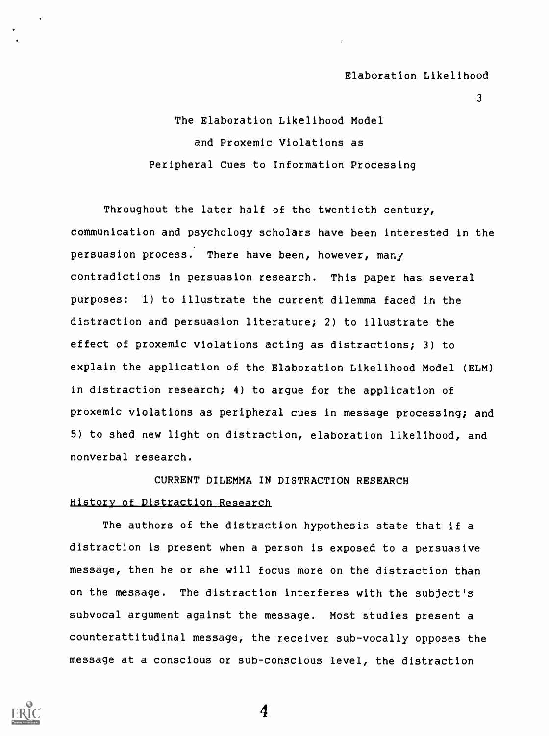# The Elaboration Likelihood Model and Proxemic Violations as Peripheral Cues to Information Processing

Throughout the later half of the twentieth century, communication and psychology scholars have been interested in the persuasion process. There have been, however, many contradictions in persuasion research. This paper has several purposes: 1) to illustrate the current dilemma faced in the distraction and persuasion literature; 2) to illustrate the effect of proxemic violations acting as distractions; 3) to explain the application of the Elaboration Likelihood Model (ELM) in distraction research; 4) to argue for the application of proxemic violations as peripheral cues in message processing; and 5) to shed new light on distraction, elaboration likelihood, and nonverbal research.

## CURRENT DILEMMA IN DISTRACTION RESEARCH

### History of Distraction Research

The authors of the distraction hypothesis state that if a distraction is present when a person is exposed to a persuasive message, then he or she will focus more on the distraction than on the message. The distraction interferes with the subject's subvocal argument against the message. Most studies present a counterattitudinal message, the receiver sub-vocally opposes the message at a conscious or sub-conscious level, the distraction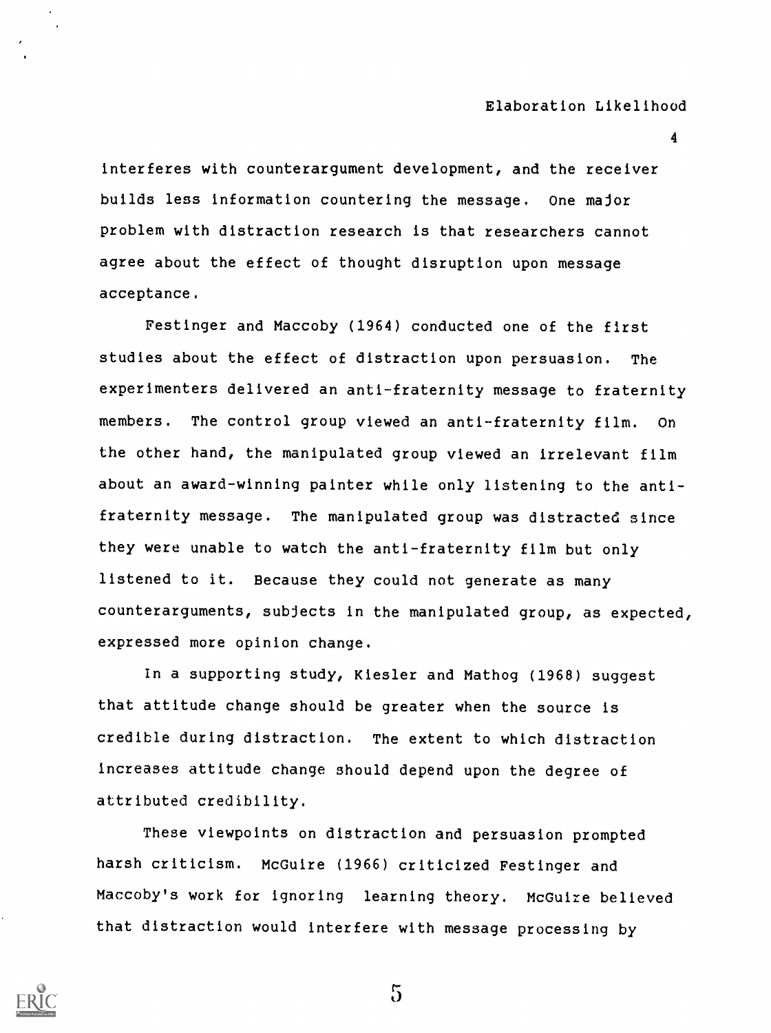interferes with counterargument development, and the receiver builds less information countering the message. One major problem with distraction research is that researchers cannot agree about the effect of thought disruption upon message acceptance.

Festinger and Maccoby (1964) conducted one of the first studies about the effect of distraction upon persuasion. The experimenters delivered an anti-fraternity message to fraternity members. The control group viewed an anti-fraternity film. On the other hand, the manipulated group viewed an irrelevant film about an award-winning painter while only listening to the anti-fraternity message. The manipulated group was distracted since they were unable to watch the anti-fraternity film but only listened to it. Because they could not generate as many counterarguments, subjects in the manipulated group, as expected, expressed more opinion change.

In a supporting study, Kiesler and Mathog (1968) suggest that attitude change should be greater when the source is credible during distraction. The extent to which distraction increases attitude change should depend upon the degree of attributed credibility.

These viewpoints on distraction and persuasion prompted harsh criticism. McGuire (1966) criticized Festinger and Maccoby's work for ignoring learning theory. McGuire believed that distraction would interfere with message processing by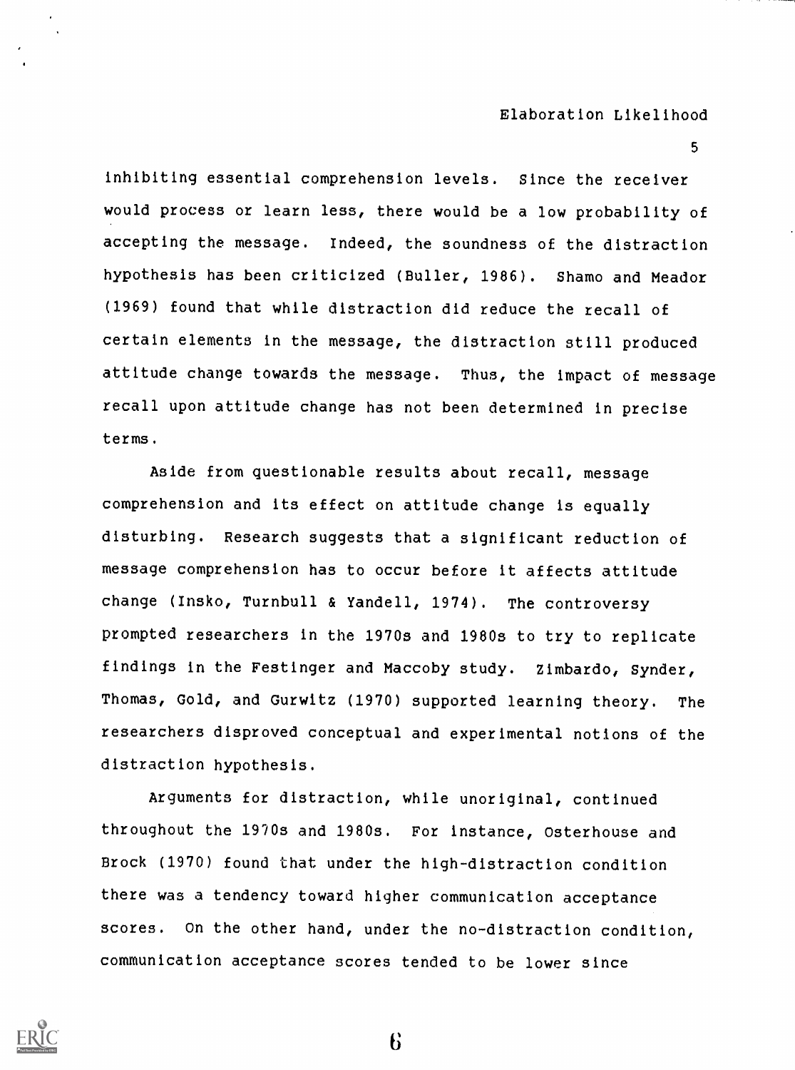inhibiting essential comprehension levels. Since the receiver would process or learn less, there would be a low probability of accepting the message. Indeed, the soundness of the distraction hypothesis has been criticized (Buller, 1986). Shamo and Meador (1969) found that while distraction did reduce the recall of certain elements in the message, the distraction still produced attitude change towards the message. Thus, the impact of message recall upon attitude change has not been determined in precise terms.

Aside from questionable results about recall, message comprehension and its effect on attitude change is equally disturbing. Research suggests that a significant reduction of message comprehension has to occur before it affects attitude change (Insko, Turnbull & Yandell, 1974). The controversy prompted researchers in the 1970s and 1980s to try to replicate findings in the Festinger and Maccoby study. Zimbardo, Synder, Thomas, Gold, and Gurwitz (1970) supported learning theory. The researchers disproved conceptual and experimental notions of the distraction hypothesis.

Arguments for distraction, while unoriginal, continued throughout the 1970s and 1980s. For instance, Osterhouse and Brock (1970) found that under the high-distraction condition there was a tendency toward higher communication acceptance scores. On the other hand, under the no-distraction condition, communication acceptance scores tended to be lower since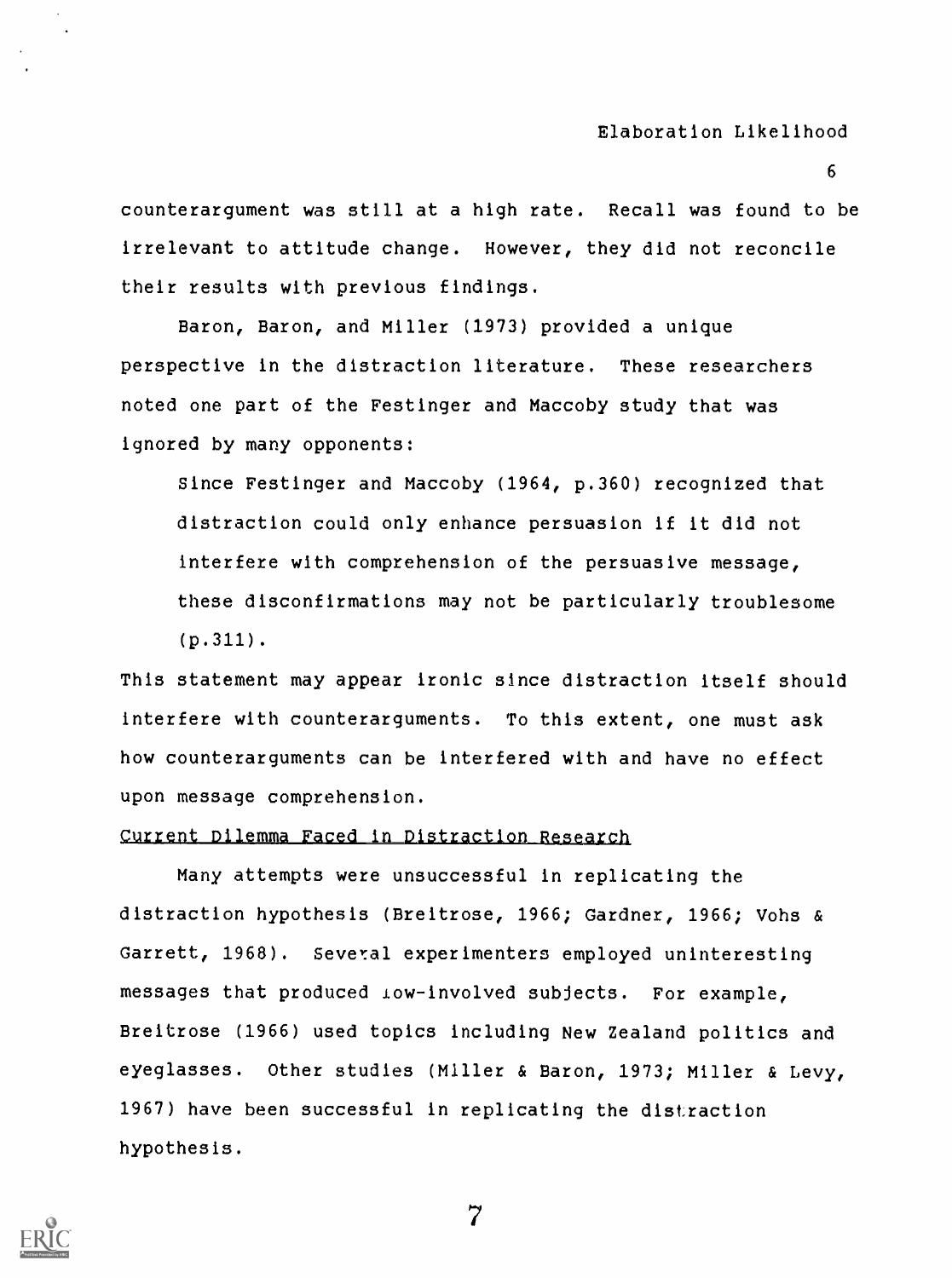counterargument was still at a high rate. Recall was found to be irrelevant to attitude change. However, they did not reconcile their results with previous findings.

Baron, Baron, and Miller (1973) provided a unique perspective in the distraction literature. These researchers noted one part of the Festinger and Maccoby study that was ignored by many opponents:

> Since Festinger and Maccoby (1964, p.360) recognized that distraction could only enhance persuasion if it did not interfere with comprehension of the persuasive message, these disconfirmations may not be particularly troublesome (p.311).

This statement may appear ironic since distraction itself should interfere with counterarguments. To this extent, one must ask how counterarguments can be interfered with and have no effect upon message comprehension.

## Current Dilemma Faced in Distraction Research

Many attempts were unsuccessful in replicating the distraction hypothesis (Breitrose, 1966; Gardner, 1966; Vohs & Garrett, 1968). Several experimenters employed uninteresting messages that produced low-involved subjects. For example, Breitrose (1966) used topics including New Zealand politics and eyeglasses. Other studies (Miller & Baron, 1973; Miller & Levy, 1967) have been successful in replicating the distraction hypothesis.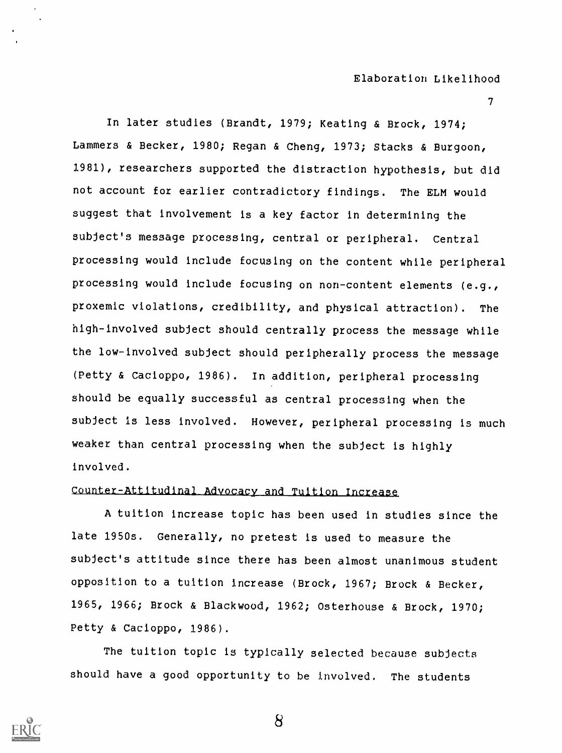In later studies (Brandt, 1979; Keating & Brock, 1974; Lammers & Becker, 1980; Regan & Cheng, 1973; Stacks & Burgoon, 1981), researchers supported the distraction hypothesis, but did not account for earlier contradictory findings. The ELM would suggest that involvement is a key factor in determining the subject's message processing, central or peripheral. Central processing would include focusing on the content while peripheral processing would include focusing on non-content elements (e.g., proxemic violations, credibility, and physical attraction). The high-involved subject should centrally process the message while the low-involved subject should peripherally process the message (Petty & Cacioppo, 1986). In addition, peripheral processing should be equally successful as central processing when the subject is less involved. However, peripheral processing is much weaker than central processing when the subject is highly involved.

## Counter-Attitudinal Advocacy and Tuition Increase

A tuition increase topic has been used in studies since the late 1950s. Generally, no pretest is used to measure the subject's attitude since there has been almost unanimous student opposition to a tuition increase (Brock, 1967; Brock & Becker, 1965, 1966; Brock & Blackwood, 1962; Osterhouse & Brock, 1970; Petty & Cacioppo, 1986).

The tuition topic is typically selected because subjects should have a good opportunity to be involved. The students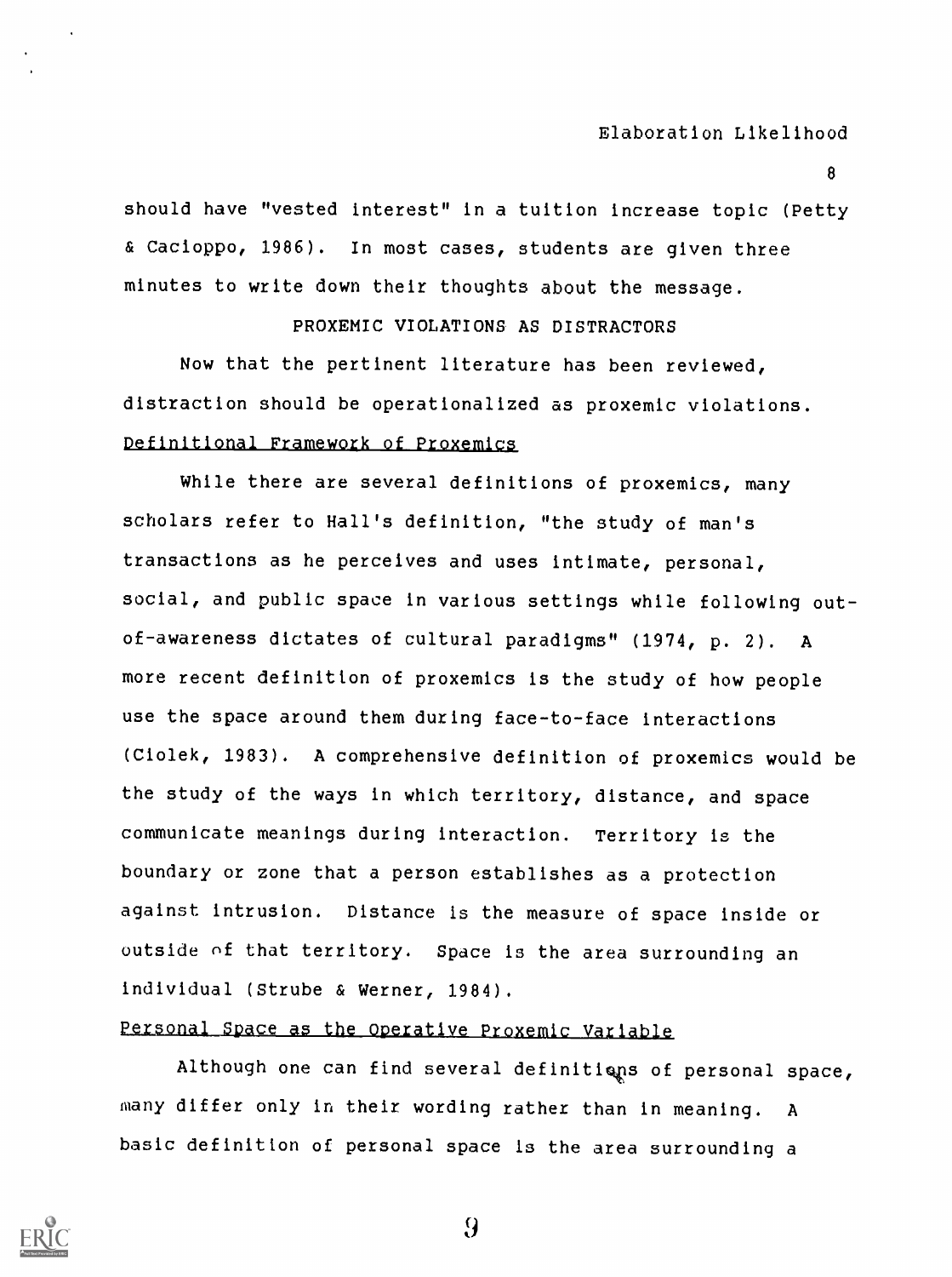should have "vested interest" in a tuition increase topic (Petty & Cacioppo, 1986). In most cases, students are given three minutes to write down their thoughts about the message.

## PROXEMIC VIOLATIONS AS DISTRACTORS

Now that the pertinent literature has been reviewed, distraction should be operationalized as proxemic violations.

### Definitional Framework of Proxemics

While there are several definitions of proxemics, many scholars refer to Hall's definition, "the study of man's transactions as he perceives and uses intimate, personal, social, and public space in various settings while following out-of-awareness dictates of cultural paradigms" (1974, p. 2). A more recent definition of proxemics is the study of how people use the space around them during face-to-face interactions (Ciolek, 1983). A comprehensive definition of proxemics would be the study of the ways in which territory, distance, and space communicate meanings during interaction. Territory is the boundary or zone that a person establishes as a protection against intrusion. Distance is the measure of space inside or outside of that territory. Space is the area surrounding an individual (Strube & Werner, 1984).

### Personal Space as the Operative Proxemic Variable

Although one can find several definitions of personal space, many differ only in their wording rather than in meaning. A basic definition of personal space is the area surrounding a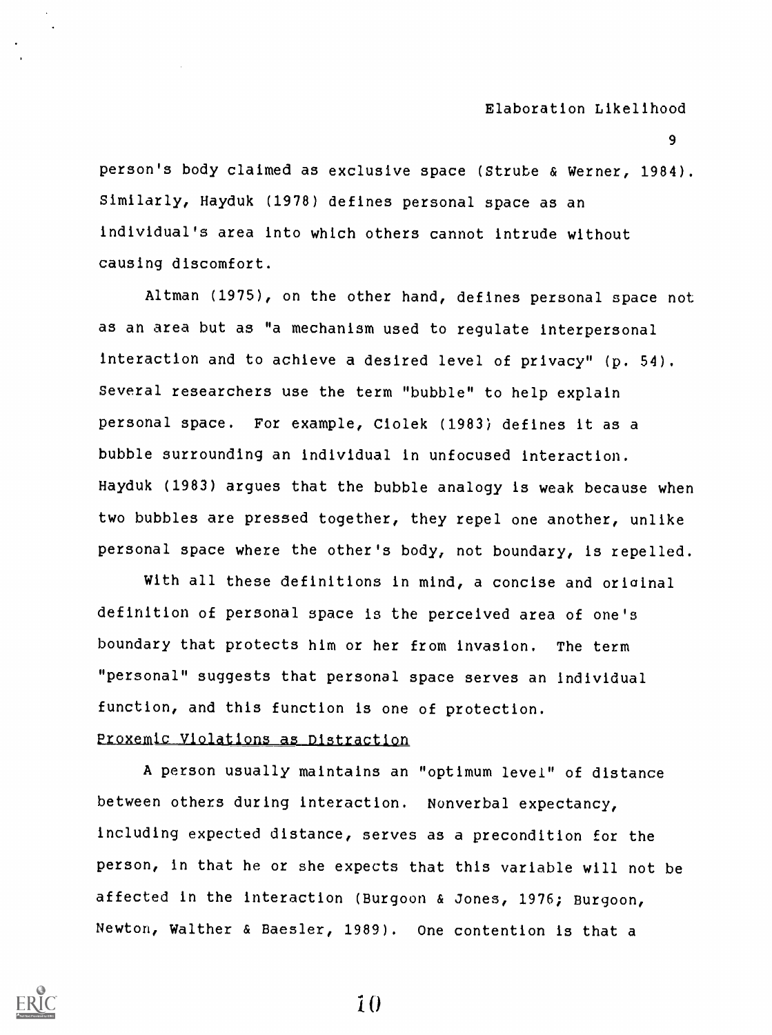person's body claimed as exclusive space (Strube & Werner, 1984). Similarly, Hayduk (1978) defines personal space as an individual's area into which others cannot intrude without causing discomfort.

Altman (1975), on the other hand, defines personal space not as an area but as "a mechanism used to regulate interpersonal interaction and to achieve a desired level of privacy" (p. 54). Several researchers use the term "bubble" to help explain personal space. For example, Ciolek (1983) defines it as a bubble surrounding an individual in unfocused interaction. Hayduk (1983) argues that the bubble analogy is weak because when two bubbles are pressed together, they repel one another, unlike personal space where the other's body, not boundary, is repelled.

With all these definitions in mind, a concise and original definition of personal space is the perceived area of one's boundary that protects him or her from invasion. The term "personal" suggests that personal space serves an individual function, and this function is one of protection.

## Proxemic Violations as Distraction

A person usually maintains an "optimum level" of distance between others during interaction. Nonverbal expectancy, including expected distance, serves as a precondition for the person, in that he or she expects that this variable will not be affected in the interaction (Burgoon & Jones, 1976; Burgoon, Newton, Walther & Baesler, 1989). One contention is that a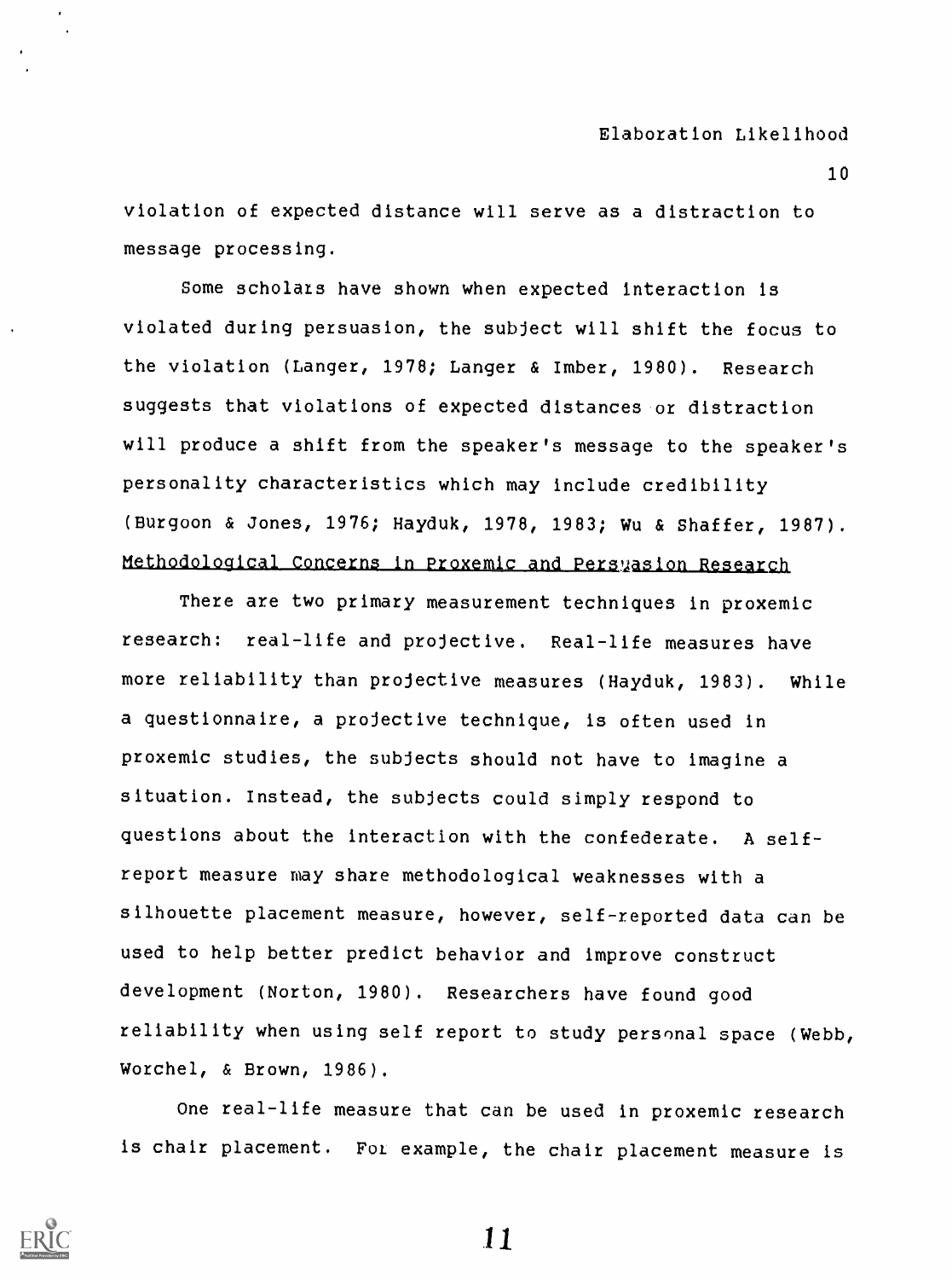violation of expected distance will serve as a distraction to message processing.

Some scholars have shown when expected interaction is violated during persuasion, the subject will shift the focus to the violation (Langer, 1978; Langer & Imber, 1980). Research suggests that violations of expected distances or distraction will produce a shift from the speaker's message to the speaker's personality characteristics which may include credibility (Burgoon & Jones, 1976; Hayduk, 1978, 1983; Wu & Shaffer, 1987).

## Methodological Concerns in Proxemic and Persuasion Research

There are two primary measurement techniques in proxemic research: real-life and projective. Real-life measures have more reliability than projective measures (Hayduk, 1983). While a questionnaire, a projective technique, is often used in proxemic studies, the subjects should not have to imagine a situation. Instead, the subjects could simply respond to questions about the interaction with the confederate. A self-report measure may share methodological weaknesses with a silhouette placement measure, however, self-reported data can be used to help better predict behavior and improve construct development (Norton, 1980). Researchers have found good reliability when using self report to study personal space (Webb, Worchel, & Brown, 1986).

One real-life measure that can be used in proxemic research is chair placement. For example, the chair placement measure is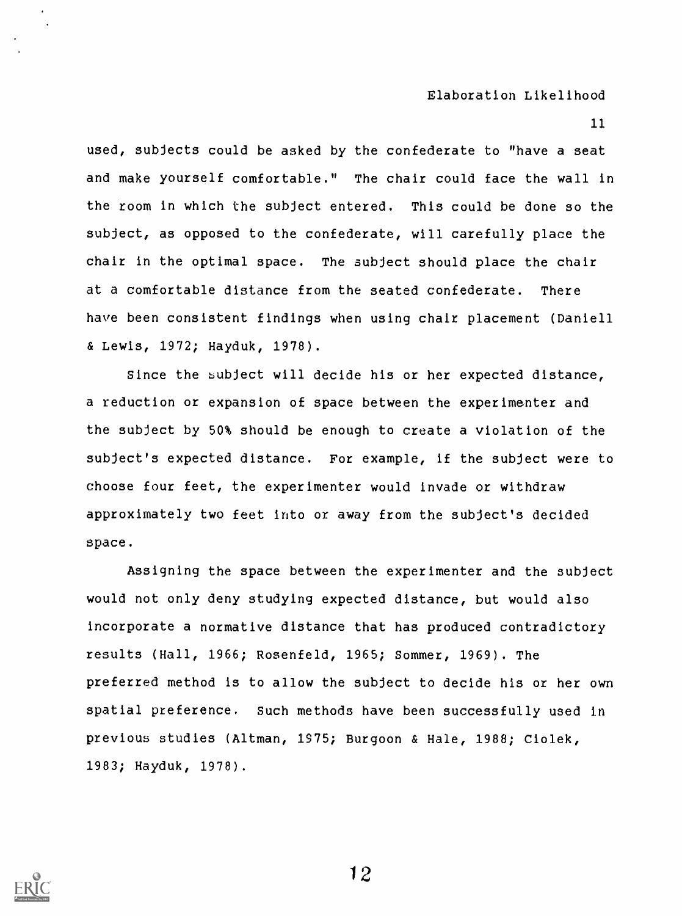used, subjects could be asked by the confederate to "have a seat and make yourself comfortable." The chair could face the wall in the room in which the subject entered. This could be done so the subject, as opposed to the confederate, will carefully place the chair in the optimal space. The subject should place the chair at a comfortable distance from the seated confederate. There have been consistent findings when using chair placement (Daniell & Lewis, 1972; Hayduk, 1978).

Since the subject will decide his or her expected distance, a reduction or expansion of space between the experimenter and the subject by 50% should be enough to create a violation of the subject's expected distance. For example, if the subject were to choose four feet, the experimenter would invade or withdraw approximately two feet into or away from the subject's decided space.

Assigning the space between the experimenter and the subject would not only deny studying expected distance, but would also incorporate a normative distance that has produced contradictory results (Hall, 1966; Rosenfeld, 1965; Sommer, 1969). The preferred method is to allow the subject to decide his or her own spatial preference. Such methods have been successfully used in previous studies (Altman, 1975; Burgoon & Hale, 1988; Ciolek, 1983; Hayduk, 1978).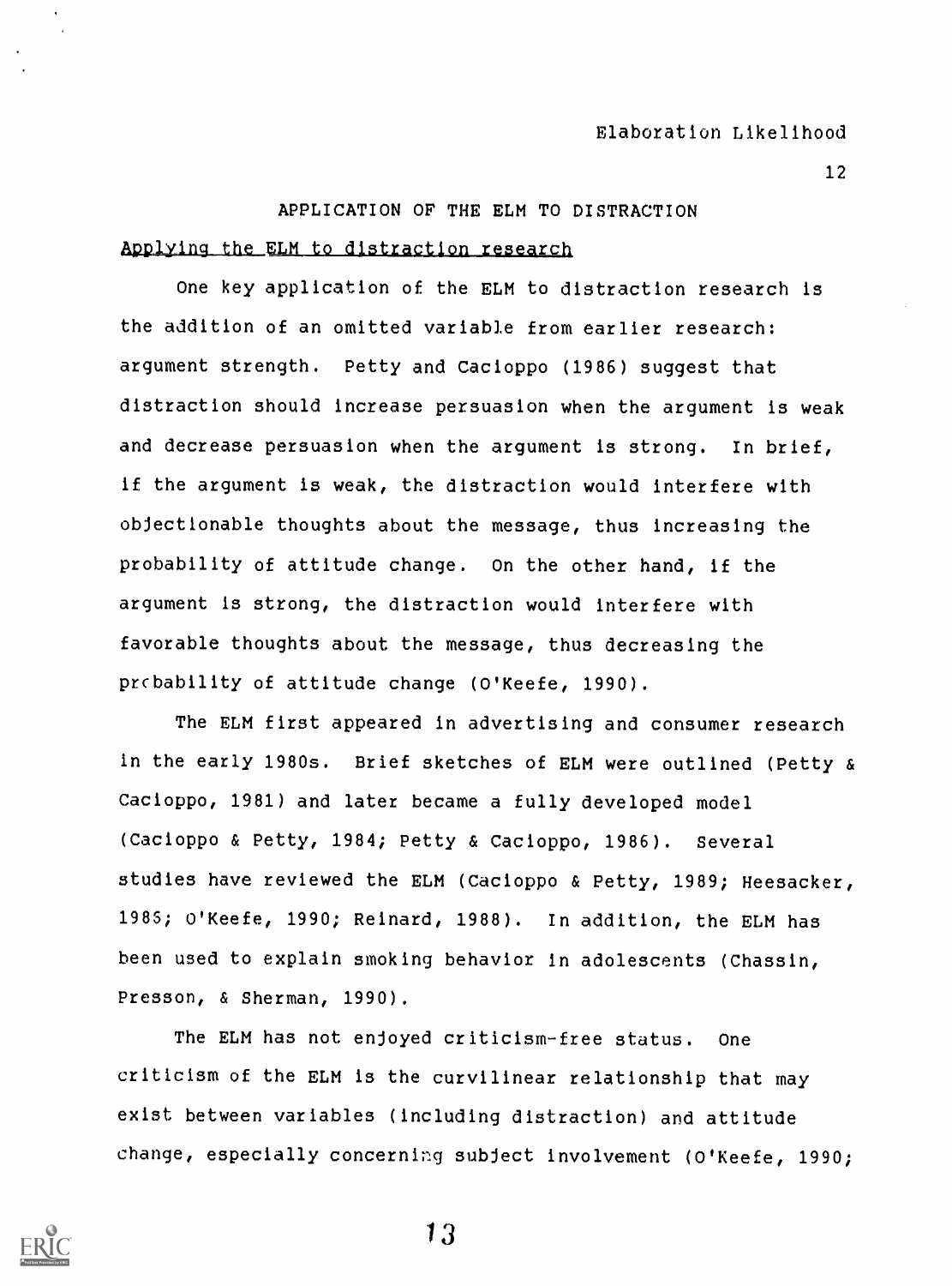## APPLICATION OF THE ELM TO DISTRACTION

### Applying the ELM to distraction research

One key application of the ELM to distraction research is the addition of an omitted variable from earlier research: argument strength. Petty and Cacioppo (1986) suggest that distraction should increase persuasion when the argument is weak and decrease persuasion when the argument is strong. In brief, if the argument is weak, the distraction would interfere with objectionable thoughts about the message, thus increasing the probability of attitude change. On the other hand, if the argument is strong, the distraction would interfere with favorable thoughts about the message, thus decreasing the probability of attitude change (O'Keefe, 1990).

The ELM first appeared in advertising and consumer research in the early 1980s. Brief sketches of ELM were outlined (Petty & Cacioppo, 1981) and later became a fully developed model (Cacioppo & Petty, 1984; Petty & Cacioppo, 1986). Several studies have reviewed the ELM (Cacioppo & Petty, 1989; Heesacker, 1985; O'Keefe, 1990; Reinard, 1988). In addition, the ELM has been used to explain smoking behavior in adolescents (Chassin, Presson, & Sherman, 1990).

The ELM has not enjoyed criticism-free status. One criticism of the ELM is the curvilinear relationship that may exist between variables (including distraction) and attitude change, especially concerning subject involvement (O'Keefe, 1990;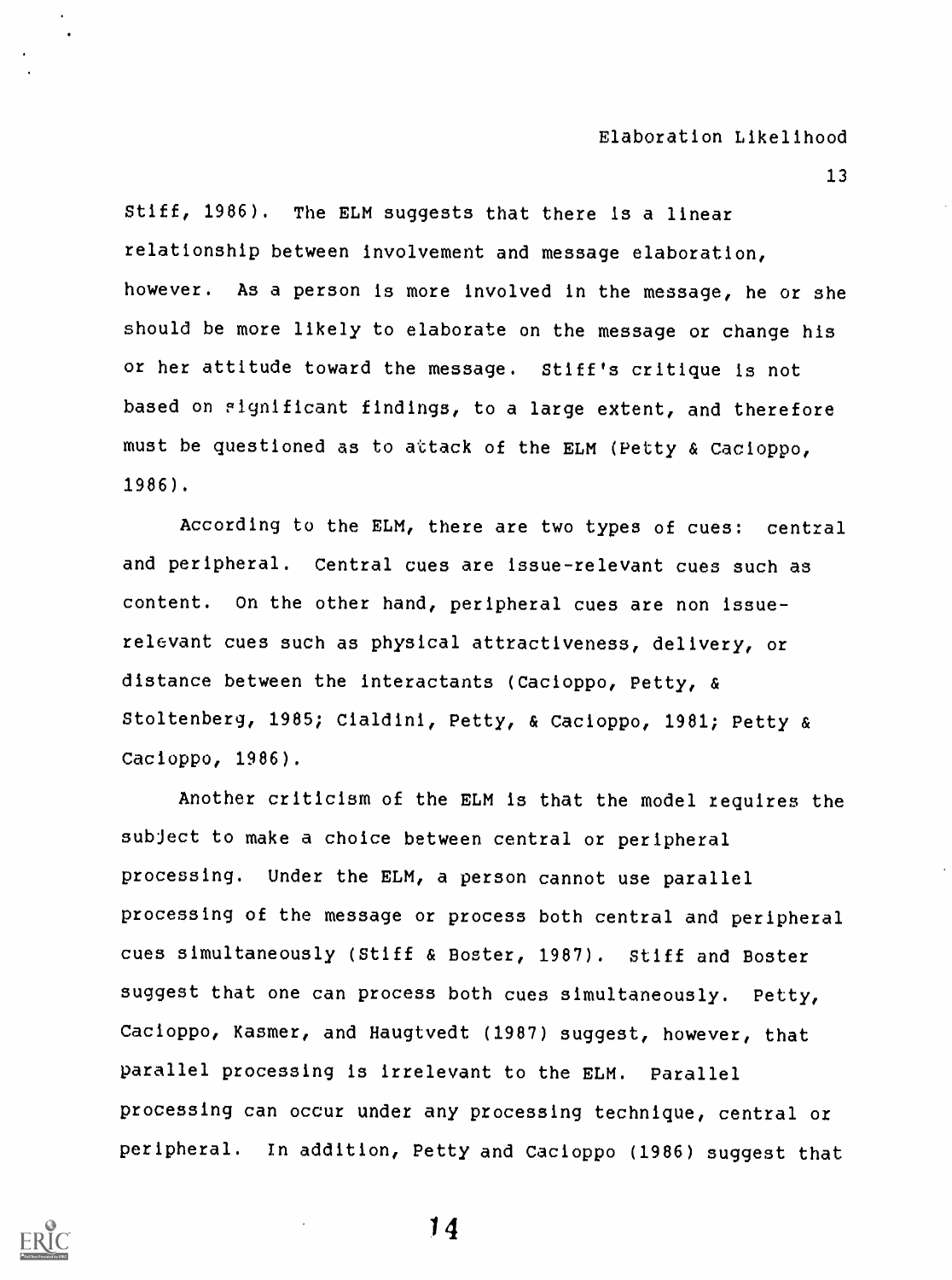Stiff, 1986). The ELM suggests that there is a linear relationship between involvement and message elaboration, however. As a person is more involved in the message, he or she should be more likely to elaborate on the message or change his or her attitude toward the message. Stiff's critique is not based on significant findings, to a large extent, and therefore must be questioned as to attack of the ELM (Petty & Cacioppo, 1986).

According to the ELM, there are two types of cues: central and peripheral. Central cues are issue-relevant cues such as content. On the other hand, peripheral cues are non issue-relevant cues such as physical attractiveness, delivery, or distance between the interactants (Cacioppo, Petty, & Stoltenberg, 1985; Cialdini, Petty, & Cacioppo, 1981; Petty & Cacioppo, 1986).

Another criticism of the ELM is that the model requires the subject to make a choice between central or peripheral processing. Under the ELM, a person cannot use parallel processing of the message or process both central and peripheral cues simultaneously (Stiff & Boster, 1987). Stiff and Boster suggest that one can process both cues simultaneously. Petty, Cacioppo, Kasmer, and Haugtvedt (1987) suggest, however, that parallel processing is irrelevant to the ELM. Parallel processing can occur under any processing technique, central or peripheral. In addition, Petty and Cacioppo (1986) suggest that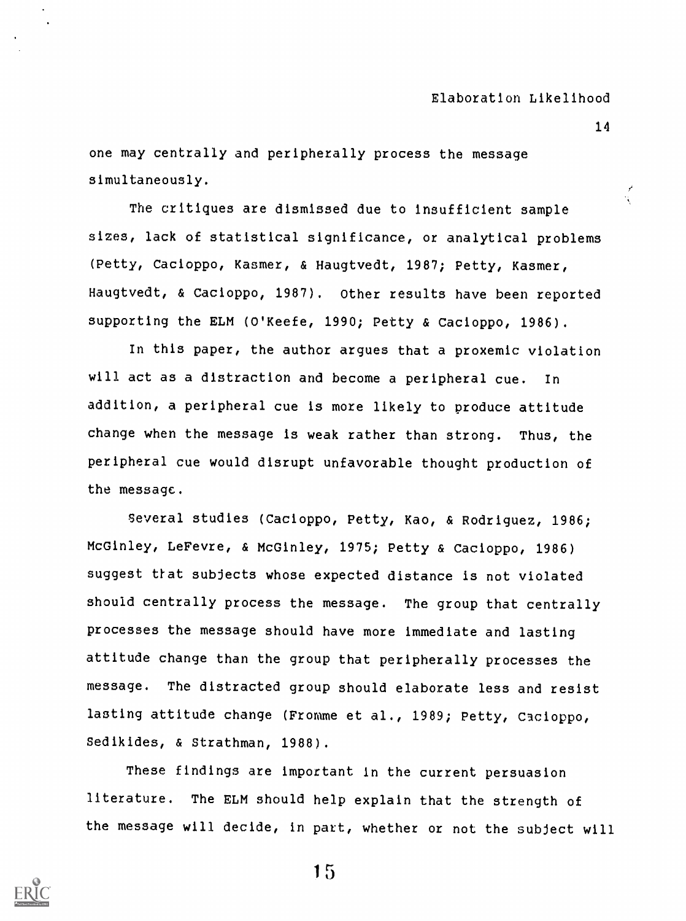one may centrally and peripherally process the message simultaneously.

The critiques are dismissed due to insufficient sample sizes, lack of statistical significance, or analytical problems (Petty, Cacioppo, Kasmer, & Haugtvedt, 1987; Petty, Kasmer, Haugtvedt, & Cacioppo, 1987). Other results have been reported supporting the ELM (O'Keefe, 1990; Petty & Cacioppo, 1986).

In this paper, the author argues that a proxemic violation will act as a distraction and become a peripheral cue. In addition, a peripheral cue is more likely to produce attitude change when the message is weak rather than strong. Thus, the peripheral cue would disrupt unfavorable thought production of the message.

Several studies (Cacioppo, Petty, Kao, & Rodriguez, 1986; McGinley, LeFevre, & McGinley, 1975; Petty & Cacioppo, 1986) suggest that subjects whose expected distance is not violated should centrally process the message. The group that centrally processes the message should have more immediate and lasting attitude change than the group that peripherally processes the message. The distracted group should elaborate less and resist lasting attitude change (Fromme et al., 1989; Petty, Cacioppo, Sedikides, & Strathman, 1988).

These findings are important in the current persuasion literature. The ELM should help explain that the strength of the message will decide, in part, whether or not the subject will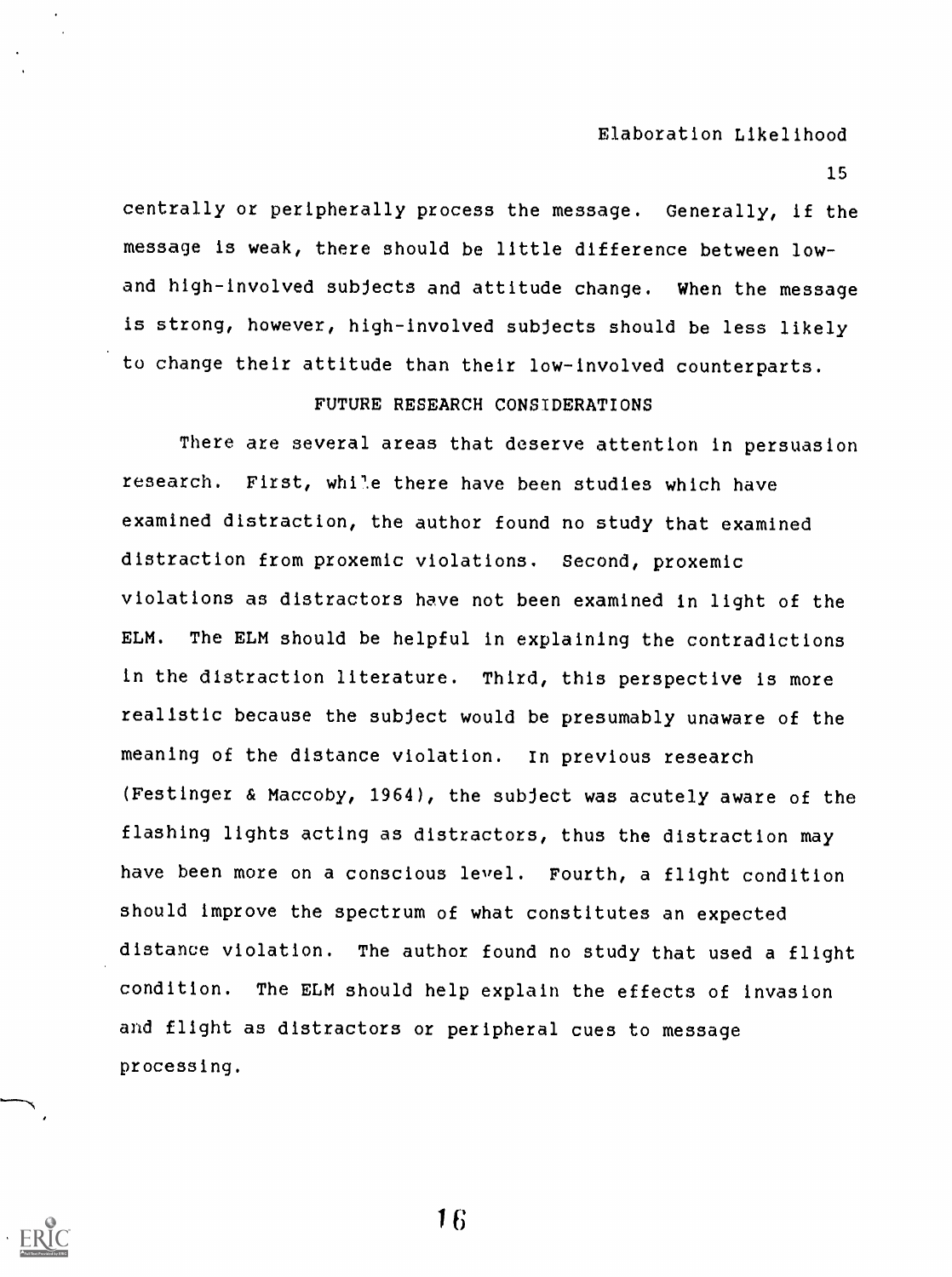centrally or peripherally process the message. Generally, if the message is weak, there should be little difference between low- and high-involved subjects and attitude change. When the message is strong, however, high-involved subjects should be less likely to change their attitude than their low-involved counterparts.

## FUTURE RESEARCH CONSIDERATIONS

There are several areas that deserve attention in persuasion research. First, while there have been studies which have examined distraction, the author found no study that examined distraction from proxemic violations. Second, proxemic violations as distractors have not been examined in light of the ELM. The ELM should be helpful in explaining the contradictions in the distraction literature. Third, this perspective is more realistic because the subject would be presumably unaware of the meaning of the distance violation. In previous research (Festinger & Maccoby, 1964), the subject was acutely aware of the flashing lights acting as distractors, thus the distraction may have been more on a conscious level. Fourth, a flight condition should improve the spectrum of what constitutes an expected distance violation. The author found no study that used a flight condition. The ELM should help explain the effects of invasion and flight as distractors or peripheral cues to message processing.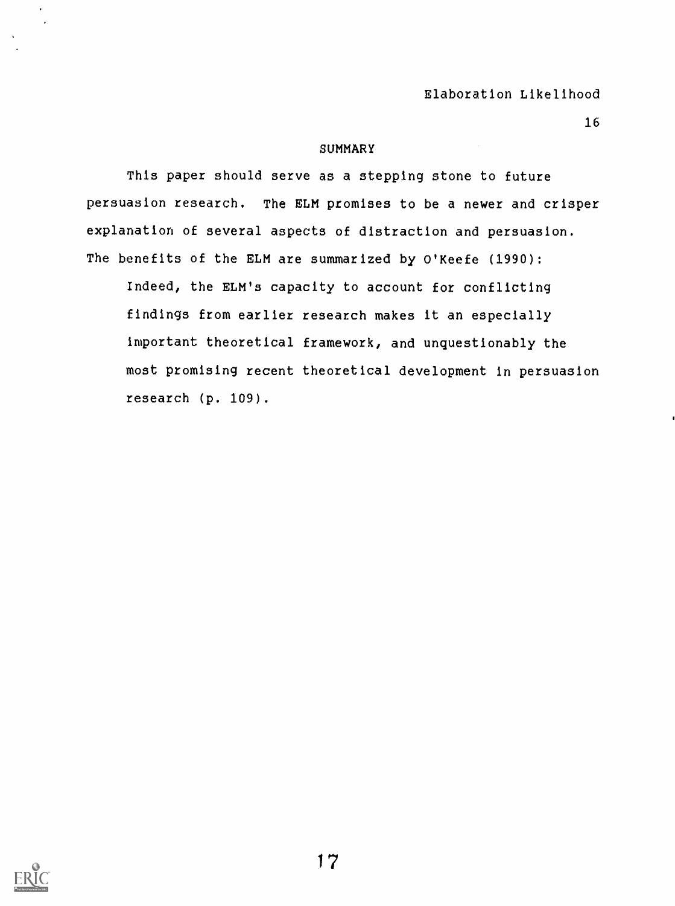## SUMMARY

This paper should serve as a stepping stone to future persuasion research. The ELM promises to be a newer and crisper explanation of several aspects of distraction and persuasion. The benefits of the ELM are summarized by O'Keefe (1990):

> Indeed, the ELM's capacity to account for conflicting findings from earlier research makes it an especially important theoretical framework, and unquestionably the most promising recent theoretical development in persuasion research (p. 109).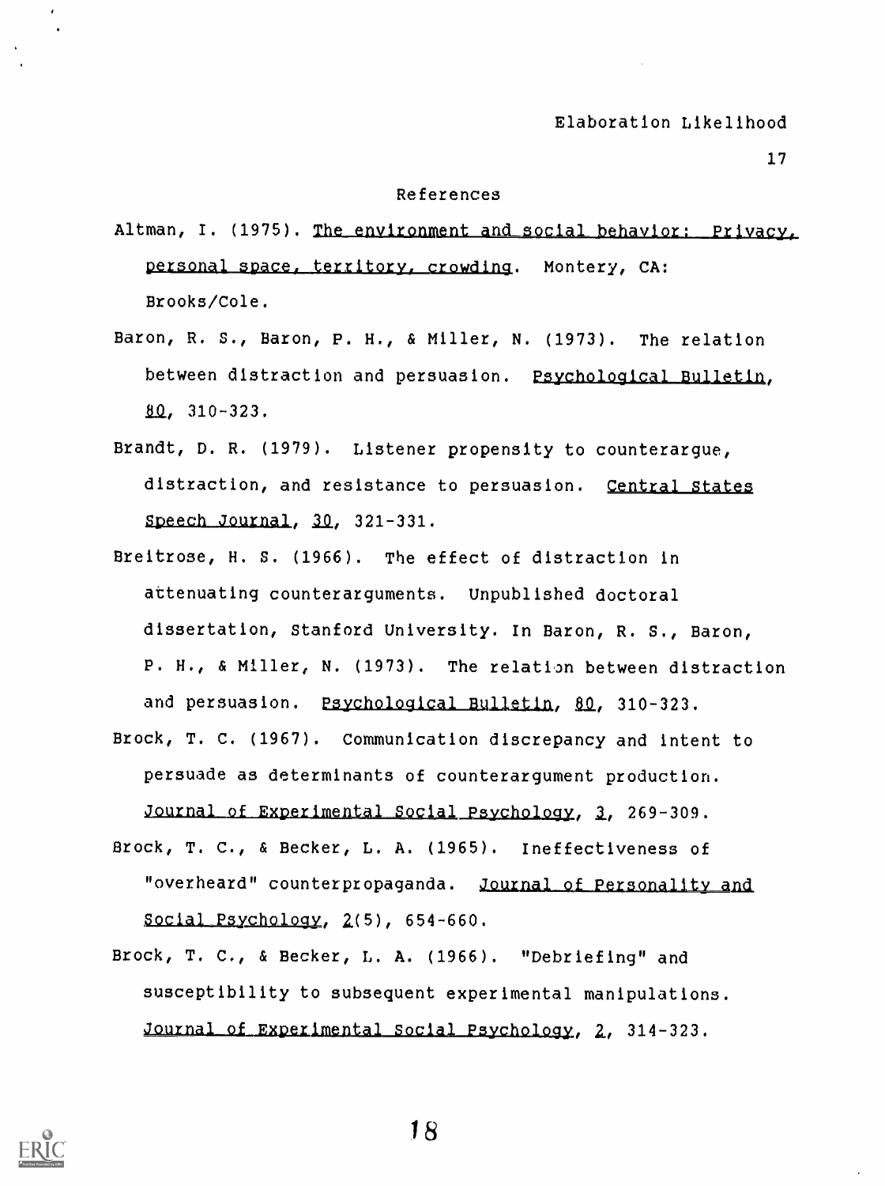# References

Altman, I. (1975). *The environment and social behavior: Privacy, personal space, territory, crowding.* Montery, CA: Brooks/Cole.

Baron, R. S., Baron, P. H., & Miller, N. (1973). The relation between distraction and persuasion. *Psychological Bulletin, 80*, 310-323.

Brandt, D. R. (1979). Listener propensity to counterargue, distraction, and resistance to persuasion. *Central States Speech Journal, 30*, 321-331.

Breitrose, H. S. (1966). The effect of distraction in attenuating counterarguments. Unpublished doctoral dissertation, Stanford University. In Baron, R. S., Baron, P. H., & Miller, N. (1973). The relation between distraction and persuasion. *Psychological Bulletin, 80*, 310-323.

Brock, T. C. (1967). Communication discrepancy and intent to persuade as determinants of counterargument production. *Journal of Experimental Social Psychology, 3*, 269-309.

Brock, T. C., & Becker, L. A. (1965). Ineffectiveness of "overheard" counterpropaganda. *Journal of Personality and Social Psychology, 2*(5), 654-660.

Brock, T. C., & Becker, L. A. (1966). "Debriefing" and susceptibility to subsequent experimental manipulations. *Journal of Experimental Social Psychology, 2*, 314-323.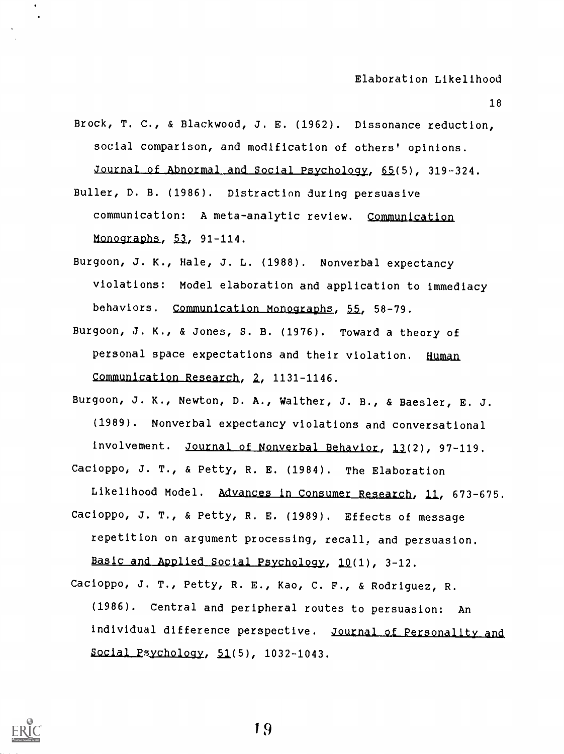Brock, T. C., & Blackwood, J. E. (1962). Dissonance reduction, social comparison, and modification of others' opinions. Journal of Abnormal and Social Psychology, 65(5), 319-324.

Buller, D. B. (1986). Distraction during persuasive communication: A meta-analytic review. Communication Monographs, 53, 91-114.

Burgoon, J. K., Hale, J. L. (1988). Nonverbal expectancy violations: Model elaboration and application to immediacy behaviors. Communication Monographs, 55, 58-79.

Burgoon, J. K., & Jones, S. B. (1976). Toward a theory of personal space expectations and their violation. Human Communication Research, 2, 1131-1146.

Burgoon, J. K., Newton, D. A., Walther, J. B., & Baesler, E. J. (1989). Nonverbal expectancy violations and conversational involvement. Journal of Nonverbal Behavior, 13(2), 97-119.

Cacioppo, J. T., & Petty, R. E. (1984). The Elaboration Likelihood Model. Advances in Consumer Research, 11, 673-675.

Cacioppo, J. T., & Petty, R. E. (1989). Effects of message repetition on argument processing, recall, and persuasion. Basic and Applied Social Psychology, 10(1), 3-12.

Cacioppo, J. T., Petty, R. E., Kao, C. F., & Rodriguez, R. (1986). Central and peripheral routes to persuasion: An individual difference perspective. Journal of Personality and Social Psychology, 51(5), 1032-1043.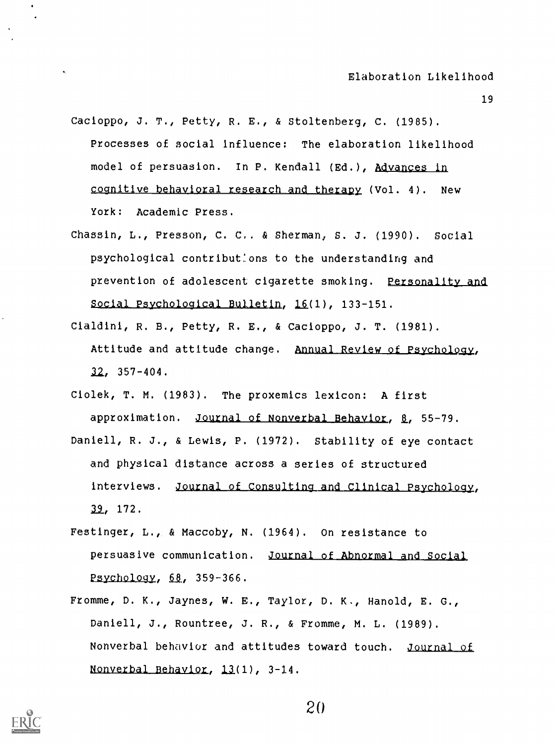Cacioppo, J. T., Petty, R. E., & Stoltenberg, C. (1985). Processes of social influence: The elaboration likelihood model of persuasion. In P. Kendall (Ed.), Advances in cognitive behavioral research and therapy (Vol. 4). New York: Academic Press.

Chassin, L., Presson, C. C., & Sherman, S. J. (1990). Social psychological contributions to the understanding and prevention of adolescent cigarette smoking. Personality and Social Psychological Bulletin, 16(1), 133-151.

Cialdini, R. B., Petty, R. E., & Cacioppo, J. T. (1981). Attitude and attitude change. Annual Review of Psychology, 32, 357-404.

Ciolek, T. M. (1983). The proxemics lexicon: A first approximation. Journal of Nonverbal Behavior, 8, 55-79.

Daniell, R. J., & Lewis, P. (1972). Stability of eye contact and physical distance across a series of structured interviews. Journal of Consulting and Clinical Psychology, 39, 172.

Festinger, L., & Maccoby, N. (1964). On resistance to persuasive communication. Journal of Abnormal and Social Psychology, 68, 359-366.

Fromme, D. K., Jaynes, W. E., Taylor, D. K., Hanold, E. G., Daniell, J., Rountree, J. R., & Fromme, M. L. (1989). Nonverbal behavior and attitudes toward touch. Journal of Nonverbal Behavior, 13(1), 3-14.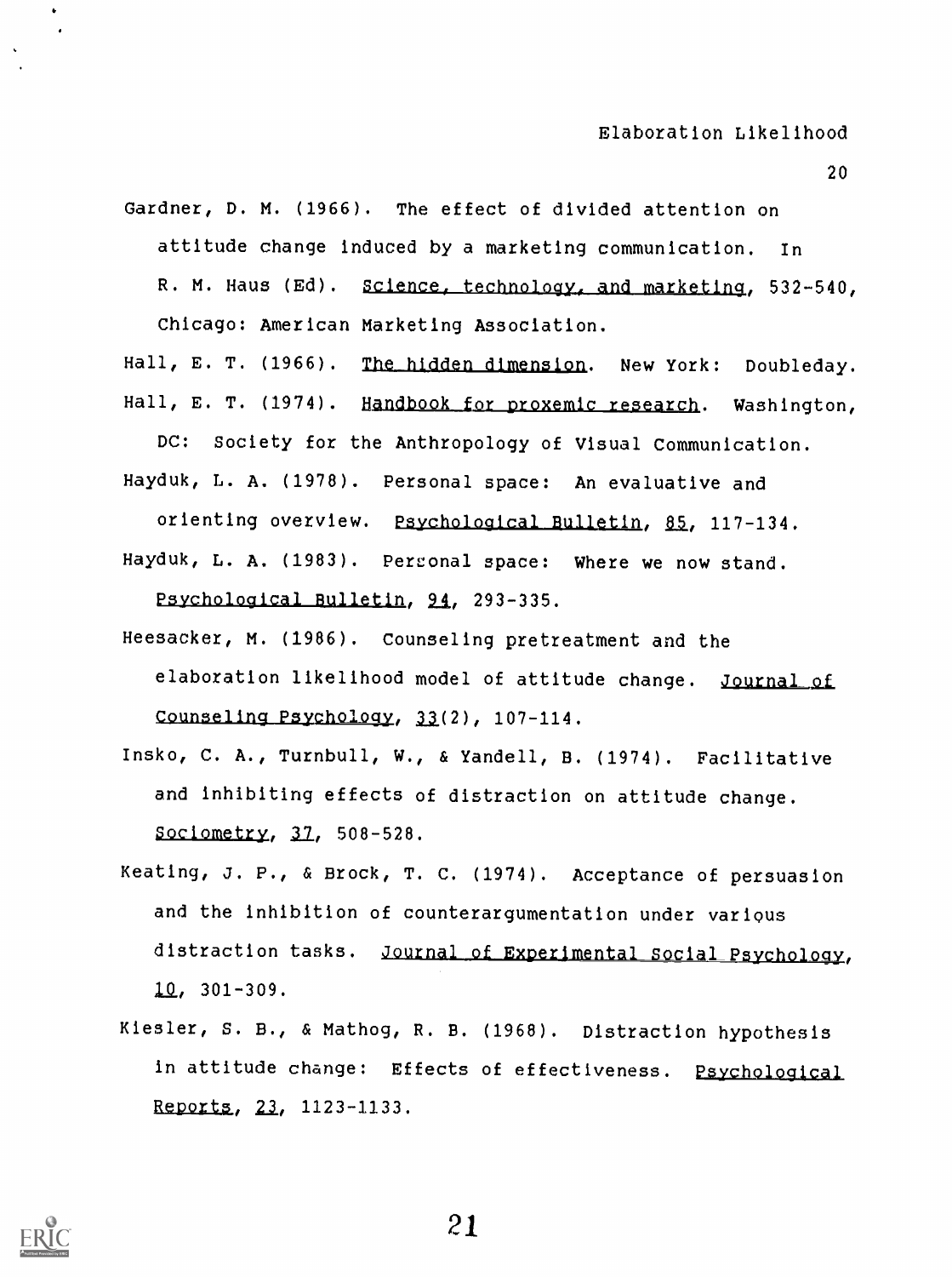Gardner, D. M. (1966). The effect of divided attention on attitude change induced by a marketing communication. In R. M. Haus (Ed). Science, technology, and marketing, 532-540, Chicago: American Marketing Association.

Hall, E. T. (1966). The hidden dimension. New York: Doubleday.

Hall, E. T. (1974). Handbook for proxemic research. Washington, DC: Society for the Anthropology of Visual Communication.

Hayduk, L. A. (1978). Personal space: An evaluative and orienting overview. Psychological Bulletin, 85, 117-134.

Hayduk, L. A. (1983). Personal space: Where we now stand. Psychological Bulletin, 94, 293-335.

Heesacker, M. (1986). Counseling pretreatment and the elaboration likelihood model of attitude change. Journal of Counseling Psychology, 33(2), 107-114.

Insko, C. A., Turnbull, W., & Yandell, B. (1974). Facilitative and inhibiting effects of distraction on attitude change. Sociometry, 37, 508-528.

Keating, J. P., & Brock, T. C. (1974). Acceptance of persuasion and the inhibition of counterargumentation under various distraction tasks. Journal of Experimental Social Psychology, 10, 301-309.

Kiesler, S. B., & Mathog, R. B. (1968). Distraction hypothesis in attitude change: Effects of effectiveness. Psychological Reports, 23, 1123-1133.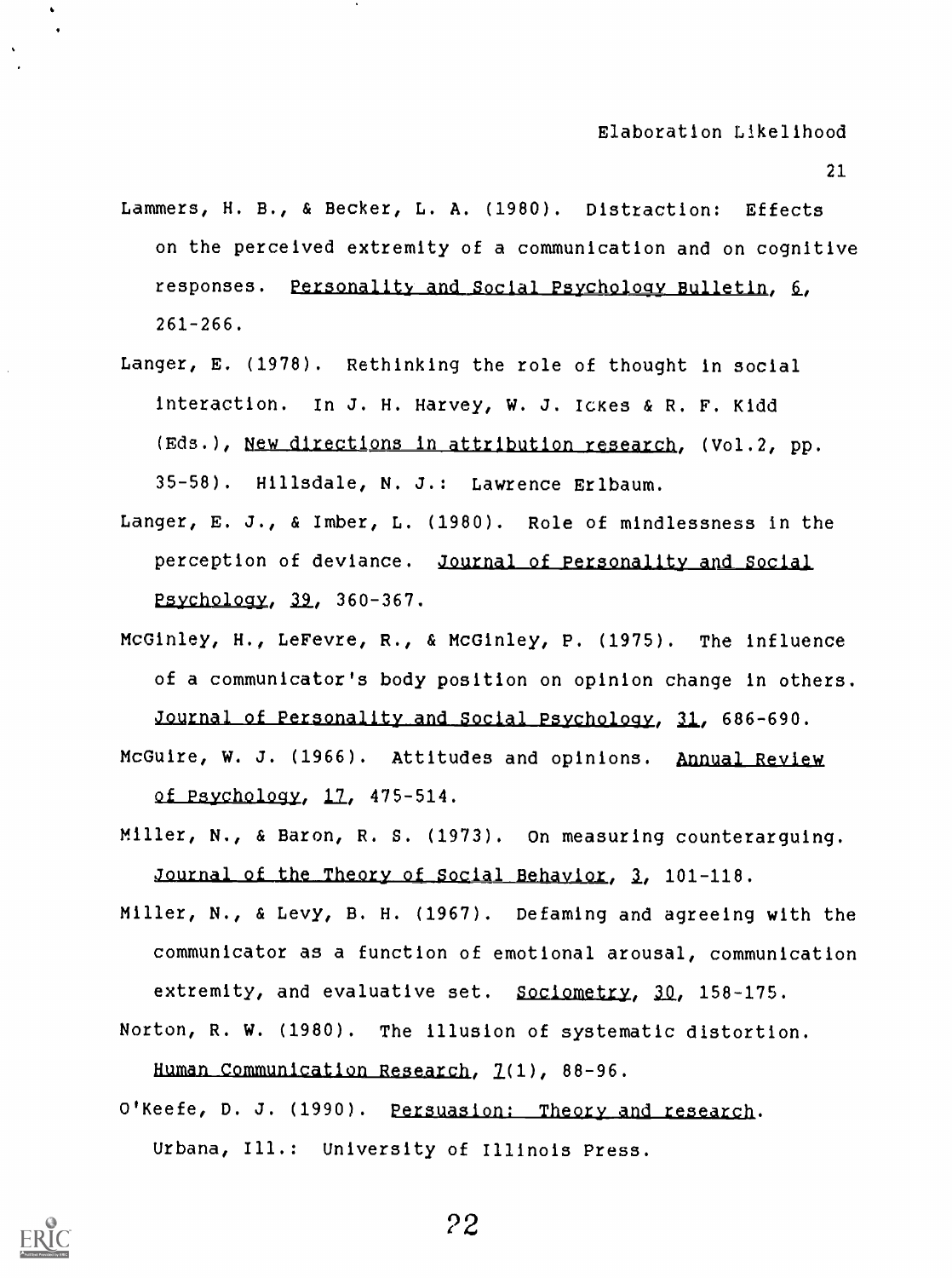Lammers, H. B., & Becker, L. A. (1980). Distraction: Effects on the perceived extremity of a communication and on cognitive responses. Personality and Social Psychology Bulletin, 6, 261-266.

Langer, E. (1978). Rethinking the role of thought in social interaction. In J. H. Harvey, W. J. Ickes & R. F. Kidd (Eds.), New directions in attribution research, (Vol.2, pp. 35-58). Hillsdale, N. J.: Lawrence Erlbaum.

Langer, E. J., & Imber, L. (1980). Role of mindlessness in the perception of deviance. Journal of Personality and Social Psychology, 39, 360-367.

McGinley, H., LeFevre, R., & McGinley, P. (1975). The influence of a communicator's body position on opinion change in others. Journal of Personality and Social Psychology, 31, 686-690.

McGuire, W. J. (1966). Attitudes and opinions. Annual Review of Psychology, 17, 475-514.

Miller, N., & Baron, R. S. (1973). On measuring counterarguing. Journal of the Theory of Social Behavior, 3, 101-118.

Miller, N., & Levy, B. H. (1967). Defaming and agreeing with the communicator as a function of emotional arousal, communication extremity, and evaluative set. Sociometry, 30, 158-175.

Norton, R. W. (1980). The illusion of systematic distortion. Human Communication Research, 7(1), 88-96.

O'Keefe, D. J. (1990). Persuasion: Theory and research. Urbana, Ill.: University of Illinois Press.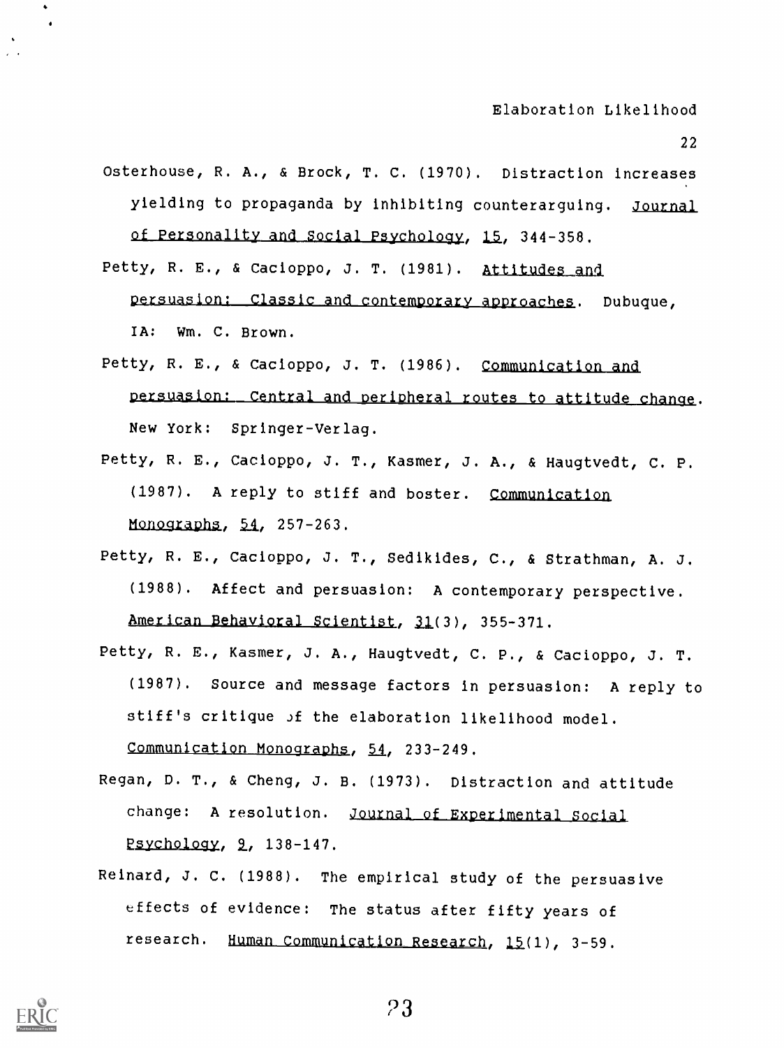Osterhouse, R. A., & Brock, T. C. (1970). Distraction increases yielding to propaganda by inhibiting counterarguing. Journal of Personality and Social Psychology, 15, 344-358.

Petty, R. E., & Cacioppo, J. T. (1981). Attitudes and persuasion: Classic and contemporary approaches. Dubuque, IA: Wm. C. Brown.

Petty, R. E., & Cacioppo, J. T. (1986). Communication and persuasion: Central and peripheral routes to attitude change. New York: Springer-Verlag.

Petty, R. E., Cacioppo, J. T., Kasmer, J. A., & Haugtvedt, C. P. (1987). A reply to stiff and boster. Communication Monographs, 54, 257-263.

Petty, R. E., Cacioppo, J. T., Sedikides, C., & Strathman, A. J. (1988). Affect and persuasion: A contemporary perspective. American Behavioral Scientist, 31(3), 355-371.

Petty, R. E., Kasmer, J. A., Haugtvedt, C. P., & Cacioppo, J. T. (1987). Source and message factors in persuasion: A reply to stiff's critique of the elaboration likelihood model. Communication Monographs, 54, 233-249.

Regan, D. T., & Cheng, J. B. (1973). Distraction and attitude change: A resolution. Journal of Experimental Social Psychology, 9, 138-147.

Reinard, J. C. (1988). The empirical study of the persuasive effects of evidence: The status after fifty years of research. Human Communication Research, 15(1), 3-59.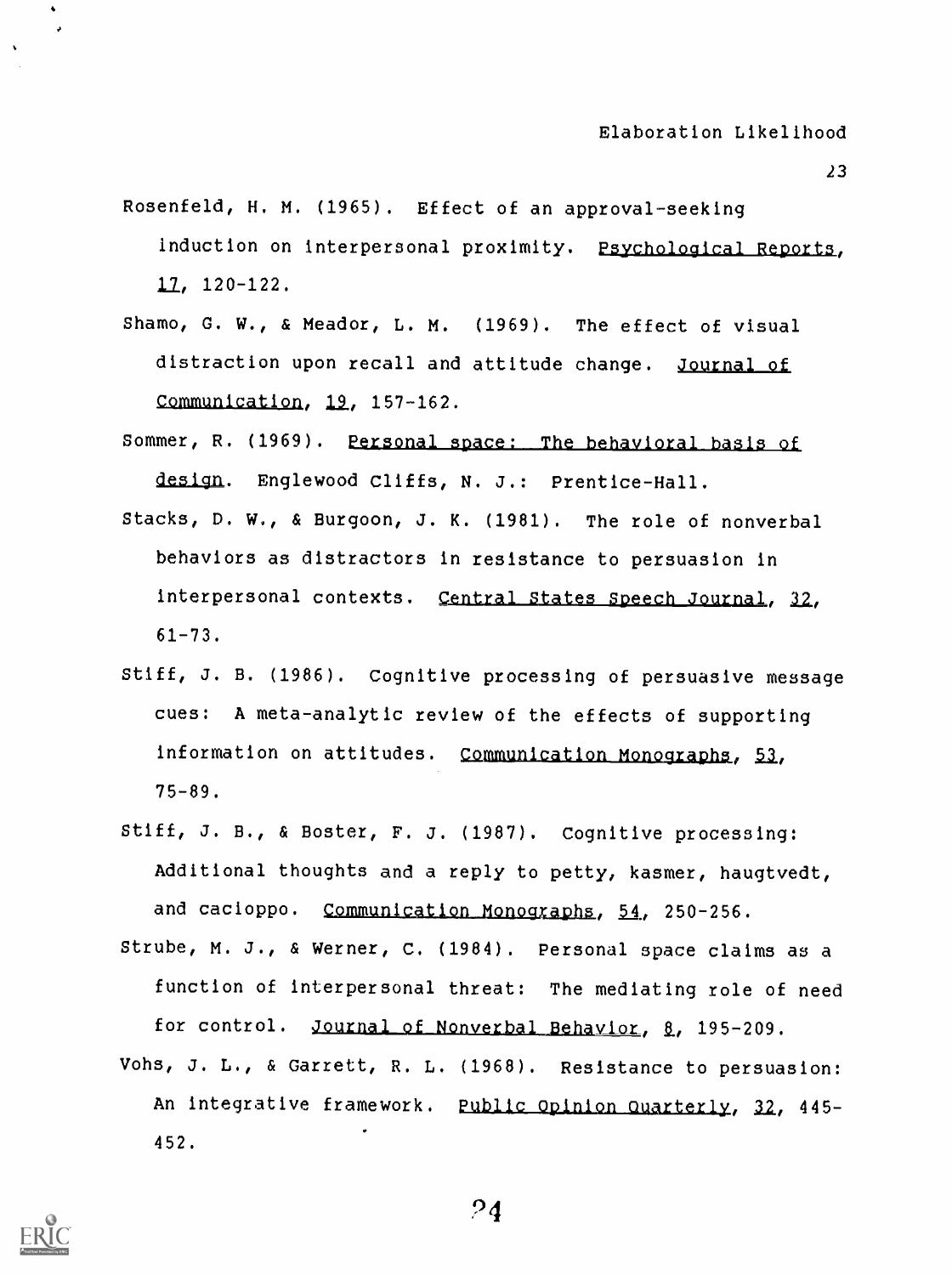Rosenfeld, H. M. (1965). Effect of an approval-seeking induction on interpersonal proximity. *Psychological Reports*, *17*, 120-122.

Shamo, G. W., & Meador, L. M. (1969). The effect of visual distraction upon recall and attitude change. *Journal of Communication*, *19*, 157-162.

Sommer, R. (1969). *Personal space: The behavioral basis of design*. Englewood Cliffs, N. J.: Prentice-Hall.

Stacks, D. W., & Burgoon, J. K. (1981). The role of nonverbal behaviors as distractors in resistance to persuasion in interpersonal contexts. *Central States Speech Journal*, *32*, 61-73.

Stiff, J. B. (1986). Cognitive processing of persuasive message cues: A meta-analytic review of the effects of supporting information on attitudes. *Communication Monographs*, *53*, 75-89.

Stiff, J. B., & Boster, F. J. (1987). Cognitive processing: Additional thoughts and a reply to petty, kasmer, haugtvedt, and cacioppo. *Communication Monographs*, *54*, 250-256.

Strube, M. J., & Werner, C. (1984). Personal space claims as a function of interpersonal threat: The mediating role of need for control. *Journal of Nonverbal Behavior*, *8*, 195-209.

Vohs, J. L., & Garrett, R. L. (1968). Resistance to persuasion: An integrative framework. *Public Opinion Quarterly*, *32*, 445-452.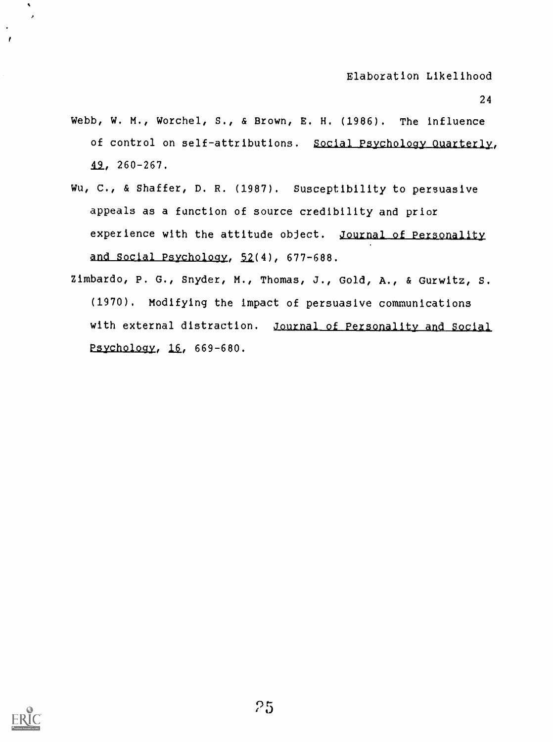Webb, W. M., Worchel, S., & Brown, E. H. (1986). The influence of control on self-attributions. Social Psychology Quarterly, 49, 260-267.

Wu, C., & Shaffer, D. R. (1987). Susceptibility to persuasive appeals as a function of source credibility and prior experience with the attitude object. Journal of Personality and Social Psychology, 52(4), 677-688.

Zimbardo, P. G., Snyder, M., Thomas, J., Gold, A., & Gurwitz, S. (1970). Modifying the impact of persuasive communications with external distraction. Journal of Personality and Social Psychology, 16, 669-680.